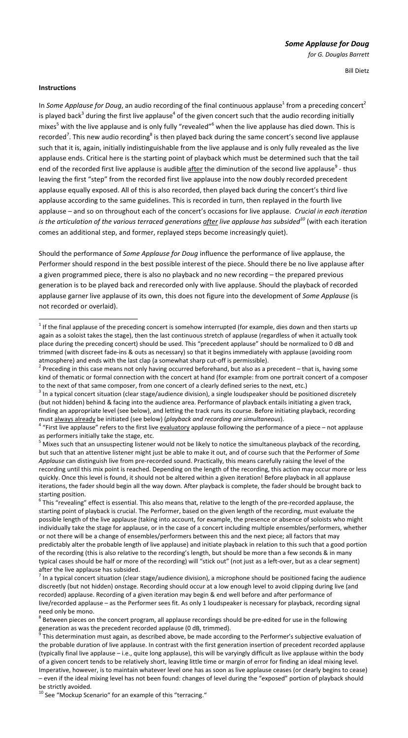***Some Applause for Doug***

*for G. Douglas Barrett*

Bill Dietz

**Instructions**

In *Some Applause for Doug*, an audio recording of the final continuous applause[1] from a preceding concert[2] is played back[3] during the first live applause[4] of the given concert such that the audio recording initially mixes[5] with the live applause and is only fully "revealed"[6] when the live applause has died down. This is recorded[7]. This new audio recording[8] is then played back during the same concert's second live applause such that it is, again, initially indistinguishable from the live applause and is only fully revealed as the live applause ends. Critical here is the starting point of playback which must be determined such that the tail end of the recorded first live applause is audible after the diminution of the second live applause[9] - thus leaving the first "step" from the recorded first live applause into the now doubly recorded precedent applause equally exposed. All of this is also recorded, then played back during the concert's third live applause according to the same guidelines. This is recorded in turn, then replayed in the fourth live applause – and so on throughout each of the concert's occasions for applause. *Crucial in each iteration is the articulation of the various terraced generations after live applause has subsided*[10] (with each iteration comes an additional step, and former, replayed steps become increasingly quiet).

Should the performance of *Some Applause for Doug* influence the performance of live applause, the Performer should respond in the best possible interest of the piece. Should there be no live applause after a given programmed piece, there is also no playback and no new recording – the prepared previous generation is to be played back and rerecorded only with live applause. Should the playback of recorded applause garner live applause of its own, this does not figure into the development of *Some Applause* (is not recorded or overlaid).

---

[1] If the final applause of the preceding concert is somehow interrupted (for example, dies down and then starts up again as a soloist takes the stage), then the last continuous stretch of applause (regardless of when it actually took place during the preceding concert) should be used. This "precedent applause" should be normalized to 0 dB and trimmed (with discreet fade-ins & outs as necessary) so that it begins immediately with applause (avoiding room atmosphere) and ends with the last clap (a somewhat sharp cut-off is permissible).

[2] Preceding in this case means not only having occurred beforehand, but also as a precedent – that is, having some kind of thematic or formal connection with the concert at hand (for example: from one portrait concert of a composer to the next of that same composer, from one concert of a clearly defined series to the next, etc.)

[3] In a typical concert situation (clear stage/audience division), a single loudspeaker should be positioned discretely (but not hidden) behind & facing into the audience area. Performance of playback entails initiating a given track, finding an appropriate level (see below), and letting the track runs its course. Before initiating playback, recording must always already be initiated (see below) (*playback and recording are simultaneous*).

[4] "First live applause" refers to the first live evaluatory applause following the performance of a piece – not applause as performers initially take the stage, etc.

[5] Mixes such that an unsuspecting listener would not be likely to notice the simultaneous playback of the recording, but such that an attentive listener might just be able to make it out, and of course such that the Performer of *Some Applause* can distinguish live from pre-recorded sound. Practically, this means carefully raising the level of the recording until this mix point is reached. Depending on the length of the recording, this action may occur more or less quickly. Once this level is found, it should not be altered within a given iteration! Before playback in all applause iterations, the fader should begin all the way down. After playback is complete, the fader should be brought back to starting position.

[6] This "revealing" effect is essential. This also means that, relative to the length of the pre-recorded applause, the starting point of playback is crucial. The Performer, based on the given length of the recording, must evaluate the possible length of the live applause (taking into account, for example, the presence or absence of soloists who might individually take the stage for applause, or in the case of a concert including multiple ensembles/performers, whether or not there will be a change of ensembles/performers between this and the next piece; all factors that may predictably alter the probable length of live applause) and initiate playback in relation to this such that a good portion of the recording (this is also relative to the recording's length, but should be more than a few seconds & in many typical cases should be half or more of the recording) will "stick out" (not just as a left-over, but as a clear segment) after the live applause has subsided.

[7] In a typical concert situation (clear stage/audience division), a microphone should be positioned facing the audience discreetly (but not hidden) onstage. Recording should occur at a low enough level to avoid clipping during live (and recorded) applause. Recording of a given iteration may begin & end well before and after performance of live/recorded applause – as the Performer sees fit. As only 1 loudspeaker is necessary for playback, recording signal need only be mono.

[8] Between pieces on the concert program, all applause recordings should be pre-edited for use in the following generation as was the precedent recorded applause (0 dB, trimmed).

[9] This determination must again, as described above, be made according to the Performer's subjective evaluation of the probable duration of live applause. In contrast with the first generation insertion of precedent recorded applause (typically final live applause – i.e., quite long applause), this will be varyingly difficult as live applause within the body of a given concert tends to be relatively short, leaving little time or margin of error for finding an ideal mixing level. Imperative, however, is to maintain whatever level one has as soon as live applause ceases (or clearly begins to cease) – even if the ideal mixing level has not been found: changes of level during the "exposed" portion of playback should be strictly avoided.

[10] See "Mockup Scenario" for an example of this "terracing."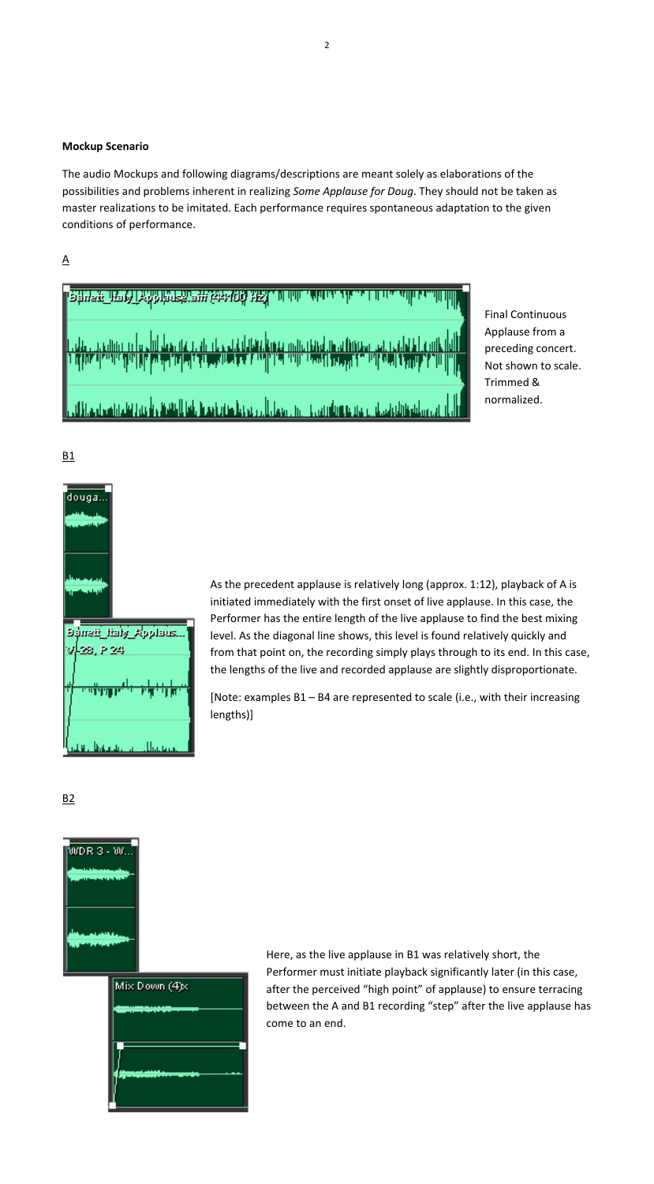**Mockup Scenario**

The audio Mockups and following diagrams/descriptions are meant solely as elaborations of the possibilities and problems inherent in realizing *Some Applause for Doug*. They should not be taken as master realizations to be imitated. Each performance requires spontaneous adaptation to the given conditions of performance.

A

Final Continuous Applause from a preceding concert. Not shown to scale. Trimmed & normalized.

B1

As the precedent applause is relatively long (approx. 1:12), playback of A is initiated immediately with the first onset of live applause. In this case, the Performer has the entire length of the live applause to find the best mixing level. As the diagonal line shows, this level is found relatively quickly and from that point on, the recording simply plays through to its end. In this case, the lengths of the live and recorded applause are slightly disproportionate.

[Note: examples B1 – B4 are represented to scale (i.e., with their increasing lengths)]

B2

Here, as the live applause in B1 was relatively short, the Performer must initiate playback significantly later (in this case, after the perceived "high point" of applause) to ensure terracing between the A and B1 recording "step" after the live applause has come to an end.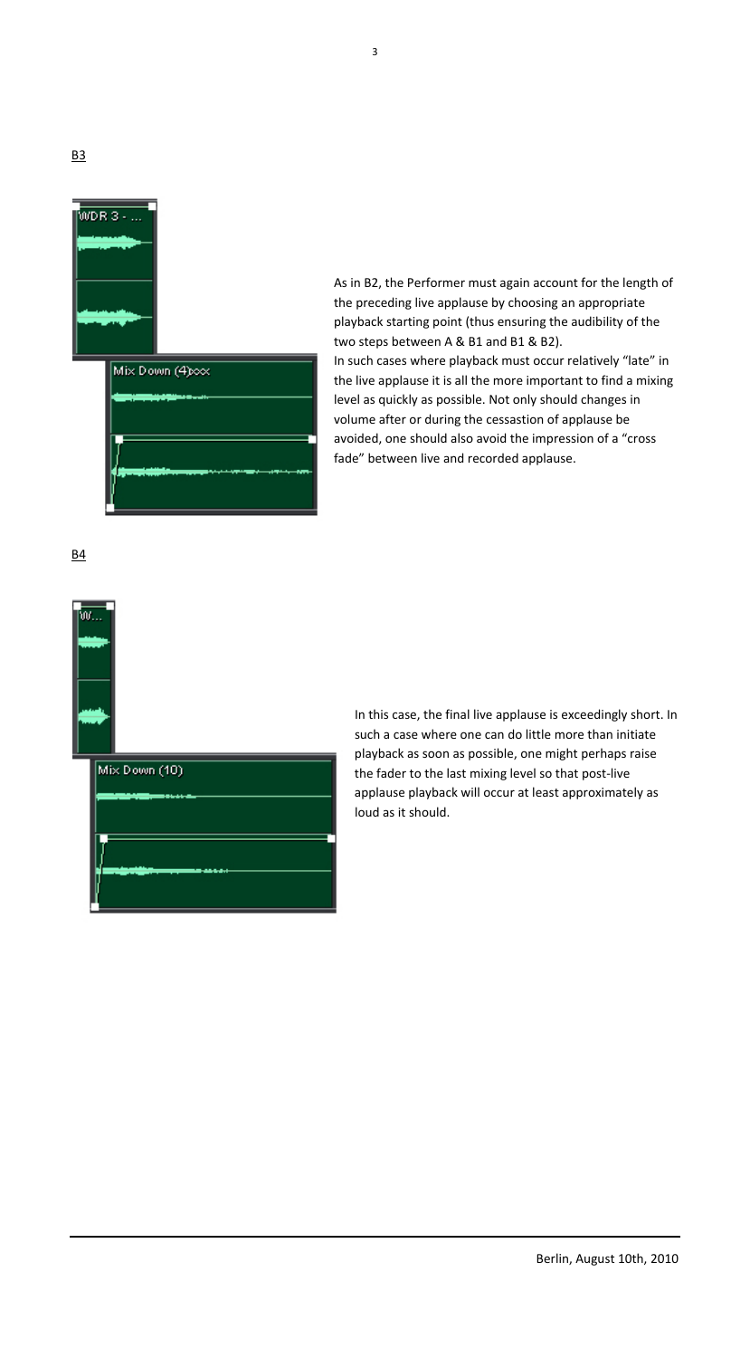B3

As in B2, the Performer must again account for the length of the preceding live applause by choosing an appropriate playback starting point (thus ensuring the audibility of the two steps between A & B1 and B1 & B2).

In such cases where playback must occur relatively "late" in the live applause it is all the more important to find a mixing level as quickly as possible. Not only should changes in volume after or during the cessastion of applause be avoided, one should also avoid the impression of a "cross fade" between live and recorded applause.

B4

In this case, the final live applause is exceedingly short. In such a case where one can do little more than initiate playback as soon as possible, one might perhaps raise the fader to the last mixing level so that post-live applause playback will occur at least approximately as loud as it should.

Berlin, August 10th, 2010